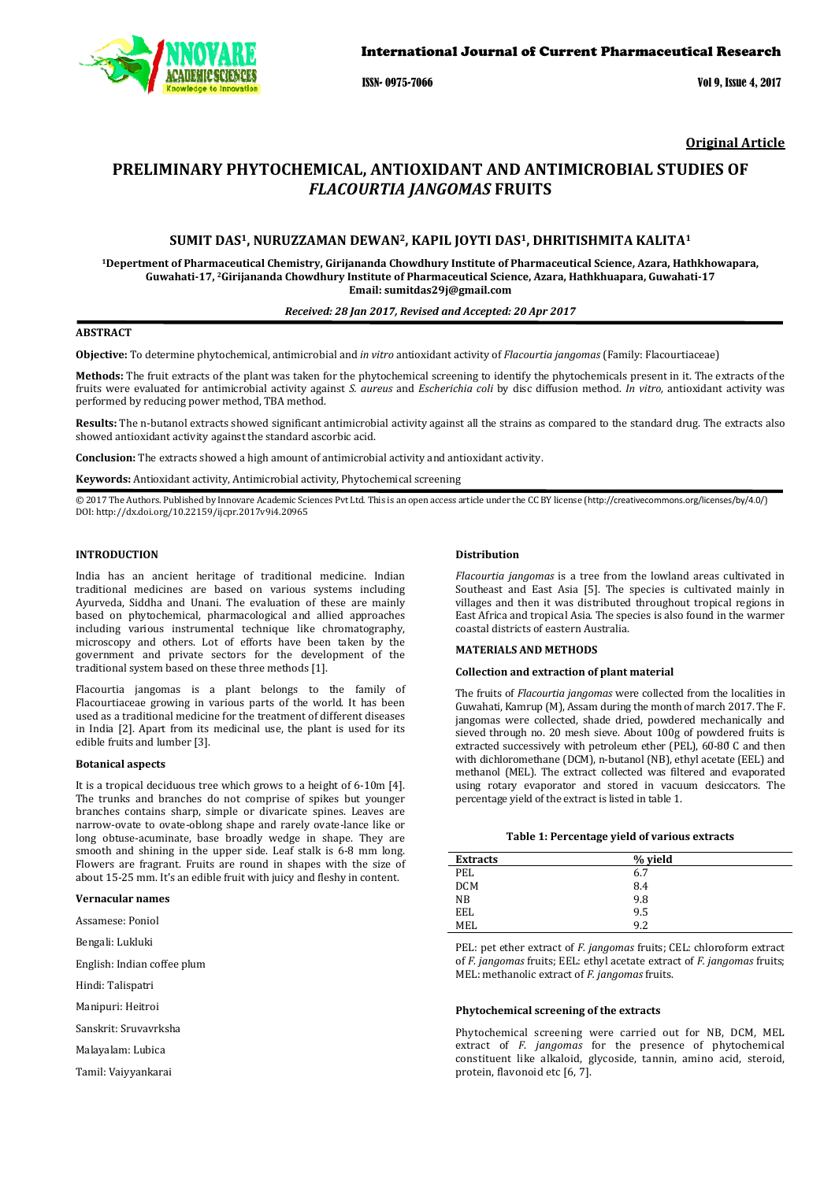Original Article

# PRELIMINARY PHYTOCHEMICAL, ANTIOXIDANT AND ANTIMICROBIAL STUDIES OF *FLACOURTIA JANGOMAS* FRUITS

**SUMIT DAS[1], NURUZZAMAN DEWAN[2], KAPIL JOYTI DAS[1], DHRITISHMITA KALITA[1]**

[1]Depertment of Pharmaceutical Chemistry, Girijananda Chowdhury Institute of Pharmaceutical Science, Azara, Hathkhowapara, Guwahati-17, [2]Girijananda Chowdhury Institute of Pharmaceutical Science, Azara, Hathkhuapara, Guwahati-17
Email: sumitdas29j@gmail.com

*Received: 28 Jan 2017, Revised and Accepted: 20 Apr 2017*

## ABSTRACT

**Objective:** To determine phytochemical, antimicrobial and *in vitro* antioxidant activity of *Flacourtia jangomas* (Family: Flacourtiaceae)

**Methods:** The fruit extracts of the plant was taken for the phytochemical screening to identify the phytochemicals present in it. The extracts of the fruits were evaluated for antimicrobial activity against *S. aureus* and *Escherichia coli* by disc diffusion method. *In vitro,* antioxidant activity was performed by reducing power method, TBA method.

**Results:** The n-butanol extracts showed significant antimicrobial activity against all the strains as compared to the standard drug. The extracts also showed antioxidant activity against the standard ascorbic acid.

**Conclusion:** The extracts showed a high amount of antimicrobial activity and antioxidant activity.

**Keywords:** Antioxidant activity, Antimicrobial activity, Phytochemical screening

© 2017 The Authors. Published by Innovare Academic Sciences Pvt Ltd. This is an open access article under the CC BY license (http://creativecommons.org/licenses/by/4.0/)
DOI: http://dx.doi.org/10.22159/ijcpr.2017v9i4.20965

## INTRODUCTION

India has an ancient heritage of traditional medicine. Indian traditional medicines are based on various systems including Ayurveda, Siddha and Unani. The evaluation of these are mainly based on phytochemical, pharmacological and allied approaches including various instrumental technique like chromatography, microscopy and others. Lot of efforts have been taken by the government and private sectors for the development of the traditional system based on these three methods [1].

Flacourtia jangomas is a plant belongs to the family of Flacourtiaceae growing in various parts of the world. It has been used as a traditional medicine for the treatment of different diseases in India [2]. Apart from its medicinal use, the plant is used for its edible fruits and lumber [3].

### Botanical aspects

It is a tropical deciduous tree which grows to a height of 6-10m [4]. The trunks and branches do not comprise of spikes but younger branches contains sharp, simple or divaricate spines. Leaves are narrow-ovate to ovate-oblong shape and rarely ovate-lance like or long obtuse-acuminate, base broadly wedge in shape. They are smooth and shining in the upper side. Leaf stalk is 6-8 mm long. Flowers are fragrant. Fruits are round in shapes with the size of about 15-25 mm. It's an edible fruit with juicy and fleshy in content.

### Vernacular names

Assamese: Poniol

Bengali: Lukluki

English: Indian coffee plum

Hindi: Talispatri

Manipuri: Heitroi

Sanskrit: Sruvavrksha

Malayalam: Lubica

Tamil: Vaiyyankarai

### Distribution

*Flacourtia jangomas* is a tree from the lowland areas cultivated in Southeast and East Asia [5]. The species is cultivated mainly in villages and then it was distributed throughout tropical regions in East Africa and tropical Asia. The species is also found in the warmer coastal districts of eastern Australia.

## MATERIALS AND METHODS

### Collection and extraction of plant material

The fruits of *Flacourtia jangomas* were collected from the localities in Guwahati, Kamrup (M), Assam during the month of march 2017. The F. jangomas were collected, shade dried, powdered mechanically and sieved through no. 20 mesh sieve. About 100g of powdered fruits is extracted successively with petroleum ether (PEL), 60-80̊ C and then with dichloromethane (DCM), n-butanol (NB), ethyl acetate (EEL) and methanol (MEL). The extract collected was filtered and evaporated using rotary evaporator and stored in vacuum desiccators. The percentage yield of the extract is listed in table 1.

**Table 1: Percentage yield of various extracts**

| Extracts | % yield |
|---|---|
| PEL | 6.7 |
| DCM | 8.4 |
| NB | 9.8 |
| EEL | 9.5 |
| MEL | 9.2 |

PEL: pet ether extract of *F. jangomas* fruits; CEL: chloroform extract of *F. jangomas* fruits; EEL: ethyl acetate extract of *F. jangomas* fruits; MEL: methanolic extract of *F. jangomas* fruits.

### Phytochemical screening of the extracts

Phytochemical screening were carried out for NB, DCM, MEL extract of *F. jangomas* for the presence of phytochemical constituent like alkaloid, glycoside, tannin, amino acid, steroid, protein, flavonoid etc [6, 7].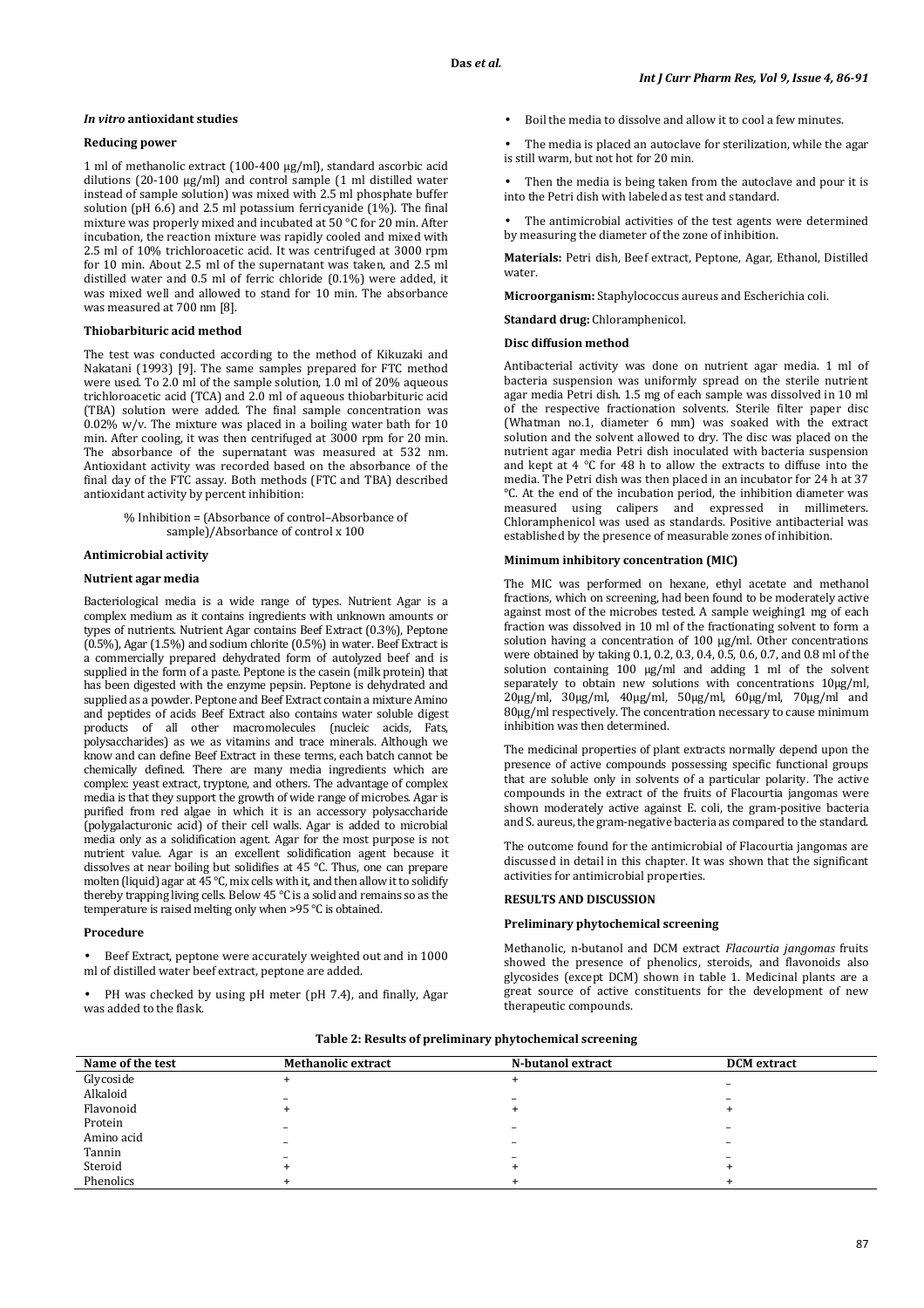### *In vitro* antioxidant studies

#### Reducing power

1 ml of methanolic extract (100-400 µg/ml), standard ascorbic acid dilutions (20-100 µg/ml) and control sample (1 ml distilled water instead of sample solution) was mixed with 2.5 ml phosphate buffer solution (pH 6.6) and 2.5 ml potassium ferricyanide (1%). The final mixture was properly mixed and incubated at 50 °C for 20 min. After incubation, the reaction mixture was rapidly cooled and mixed with 2.5 ml of 10% trichloroacetic acid. It was centrifuged at 3000 rpm for 10 min. About 2.5 ml of the supernatant was taken, and 2.5 ml distilled water and 0.5 ml of ferric chloride (0.1%) were added, it was mixed well and allowed to stand for 10 min. The absorbance was measured at 700 nm [8].

#### Thiobarbituric acid method

The test was conducted according to the method of Kikuzaki and Nakatani (1993) [9]. The same samples prepared for FTC method were used. To 2.0 ml of the sample solution, 1.0 ml of 20% aqueous trichloroacetic acid (TCA) and 2.0 ml of aqueous thiobarbituric acid (TBA) solution were added. The final sample concentration was 0.02% w/v. The mixture was placed in a boiling water bath for 10 min. After cooling, it was then centrifuged at 3000 rpm for 20 min. The absorbance of the supernatant was measured at 532 nm. Antioxidant activity was recorded based on the absorbance of the final day of the FTC assay. Both methods (FTC and TBA) described antioxidant activity by percent inhibition:

% Inhibition = (Absorbance of control–Absorbance of sample)/Absorbance of control x 100

#### Antimicrobial activity

#### Nutrient agar media

Bacteriological media is a wide range of types. Nutrient Agar is a complex medium as it contains ingredients with unknown amounts or types of nutrients. Nutrient Agar contains Beef Extract (0.3%), Peptone (0.5%), Agar (1.5%) and sodium chlorite (0.5%) in water. Beef Extract is a commercially prepared dehydrated form of autolyzed beef and is supplied in the form of a paste. Peptone is the casein (milk protein) that has been digested with the enzyme pepsin. Peptone is dehydrated and supplied as a powder. Peptone and Beef Extract contain a mixture Amino and peptides of acids Beef Extract also contains water soluble digest products of all other macromolecules (nucleic acids, Fats, polysaccharides) as we as vitamins and trace minerals. Although we know and can define Beef Extract in these terms, each batch cannot be chemically defined. There are many media ingredients which are complex: yeast extract, tryptone, and others. The advantage of complex media is that they support the growth of wide range of microbes. Agar is purified from red algae in which it is an accessory polysaccharide (polygalacturonic acid) of their cell walls. Agar is added to microbial media only as a solidification agent. Agar for the most purpose is not nutrient value. Agar is an excellent solidification agent because it dissolves at near boiling but solidifies at 45 °C. Thus, one can prepare molten (liquid) agar at 45 °C, mix cells with it, and then allow it to solidify thereby trapping living cells. Below 45 °C is a solid and remains so as the temperature is raised melting only when >95 °C is obtained.

#### Procedure

- Beef Extract, peptone were accurately weighted out and in 1000 ml of distilled water beef extract, peptone are added.
- PH was checked by using pH meter (pH 7.4), and finally, Agar was added to the flask.
- Boil the media to dissolve and allow it to cool a few minutes.
- The media is placed an autoclave for sterilization, while the agar is still warm, but not hot for 20 min.
- Then the media is being taken from the autoclave and pour it is into the Petri dish with labeled as test and standard.
- The antimicrobial activities of the test agents were determined by measuring the diameter of the zone of inhibition.

**Materials:** Petri dish, Beef extract, Peptone, Agar, Ethanol, Distilled water.

**Microorganism:** Staphylococcus aureus and Escherichia coli.

**Standard drug:** Chloramphenicol.

#### Disc diffusion method

Antibacterial activity was done on nutrient agar media. 1 ml of bacteria suspension was uniformly spread on the sterile nutrient agar media Petri dish. 1.5 mg of each sample was dissolved in 10 ml of the respective fractionation solvents. Sterile filter paper disc (Whatman no.1, diameter 6 mm) was soaked with the extract solution and the solvent allowed to dry. The disc was placed on the nutrient agar media Petri dish inoculated with bacteria suspension and kept at 4 °C for 48 h to allow the extracts to diffuse into the media. The Petri dish was then placed in an incubator for 24 h at 37 °C. At the end of the incubation period, the inhibition diameter was measured using calipers and expressed in millimeters. Chloramphenicol was used as standards. Positive antibacterial was established by the presence of measurable zones of inhibition.

#### Minimum inhibitory concentration (MIC)

The MIC was performed on hexane, ethyl acetate and methanol fractions, which on screening, had been found to be moderately active against most of the microbes tested. A sample weighing1 mg of each fraction was dissolved in 10 ml of the fractionating solvent to form a solution having a concentration of 100 µg/ml. Other concentrations were obtained by taking 0.1, 0.2, 0.3, 0.4, 0.5, 0.6, 0.7, and 0.8 ml of the solution containing 100 µg/ml and adding 1 ml of the solvent separately to obtain new solutions with concentrations 10µg/ml, 20µg/ml, 30µg/ml, 40µg/ml, 50µg/ml, 60µg/ml, 70µg/ml and 80µg/ml respectively. The concentration necessary to cause minimum inhibition was then determined.

The medicinal properties of plant extracts normally depend upon the presence of active compounds possessing specific functional groups that are soluble only in solvents of a particular polarity. The active compounds in the extract of the fruits of Flacourtia jangomas were shown moderately active against E. coli, the gram-positive bacteria and S. aureus, the gram-negative bacteria as compared to the standard.

The outcome found for the antimicrobial of Flacourtia jangomas are discussed in detail in this chapter. It was shown that the significant activities for antimicrobial properties.

## RESULTS AND DISCUSSION

#### Preliminary phytochemical screening

Methanolic, n-butanol and DCM extract *Flacourtia jangomas* fruits showed the presence of phenolics, steroids, and flavonoids also glycosides (except DCM) shown in table 1. Medicinal plants are a great source of active constituents for the development of new therapeutic compounds.

**Table 2: Results of preliminary phytochemical screening**

| Name of the test | Methanolic extract | N-butanol extract | DCM extract |
|---|---|---|---|
| Glycoside | + | + | – |
| Alkaloid | – | – | – |
| Flavonoid | + | + | + |
| Protein | – | – | – |
| Amino acid | – | – | – |
| Tannin | – | – | – |
| Steroid | + | + | + |
| Phenolics | + | + | + |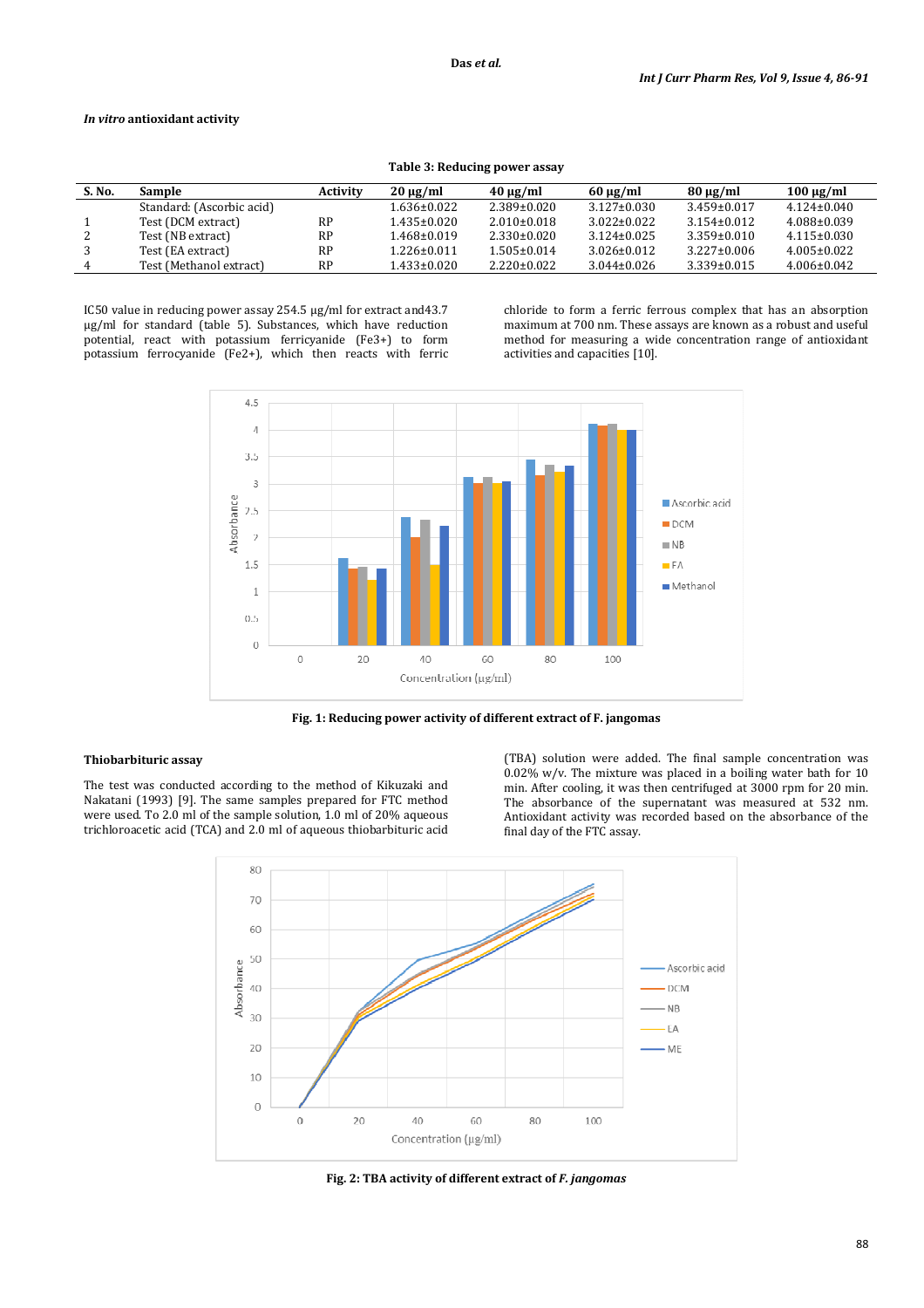### *In vitro* antioxidant activity

**Table 3: Reducing power assay**

| S. No. | Sample | Activity | 20 µg/ml | 40 µg/ml | 60 µg/ml | 80 µg/ml | 100 µg/ml |
|---|---|---|---|---|---|---|---|
| | Standard: (Ascorbic acid) | | 1.636±0.022 | 2.389±0.020 | 3.127±0.030 | 3.459±0.017 | 4.124±0.040 |
| 1 | Test (DCM extract) | RP | 1.435±0.020 | 2.010±0.018 | 3.022±0.022 | 3.154±0.012 | 4.088±0.039 |
| 2 | Test (NB extract) | RP | 1.468±0.019 | 2.330±0.020 | 3.124±0.025 | 3.359±0.010 | 4.115±0.030 |
| 3 | Test (EA extract) | RP | 1.226±0.011 | 1.505±0.014 | 3.026±0.012 | 3.227±0.006 | 4.005±0.022 |
| 4 | Test (Methanol extract) | RP | 1.433±0.020 | 2.220±0.022 | 3.044±0.026 | 3.339±0.015 | 4.006±0.042 |

IC50 value in reducing power assay 254.5 µg/ml for extract and43.7 µg/ml for standard (table 5). Substances, which have reduction potential, react with potassium ferricyanide ($Fe^{3+}$) to form potassium ferrocyanide ($Fe^{2+}$), which then reacts with ferric chloride to form a ferric ferrous complex that has an absorption maximum at 700 nm. These assays are known as a robust and useful method for measuring a wide concentration range of antioxidant activities and capacities [10].

**Fig. 1: Reducing power activity of different extract of F. jangomas**

### Thiobarbituric assay

The test was conducted according to the method of Kikuzaki and Nakatani (1993) [9]. The same samples prepared for FTC method were used. To 2.0 ml of the sample solution, 1.0 ml of 20% aqueous trichloroacetic acid (TCA) and 2.0 ml of aqueous thiobarbituric acid (TBA) solution were added. The final sample concentration was 0.02% w/v. The mixture was placed in a boiling water bath for 10 min. After cooling, it was then centrifuged at 3000 rpm for 20 min. The absorbance of the supernatant was measured at 532 nm. Antioxidant activity was recorded based on the absorbance of the final day of the FTC assay.

**Fig. 2: TBA activity of different extract of *F. jangomas***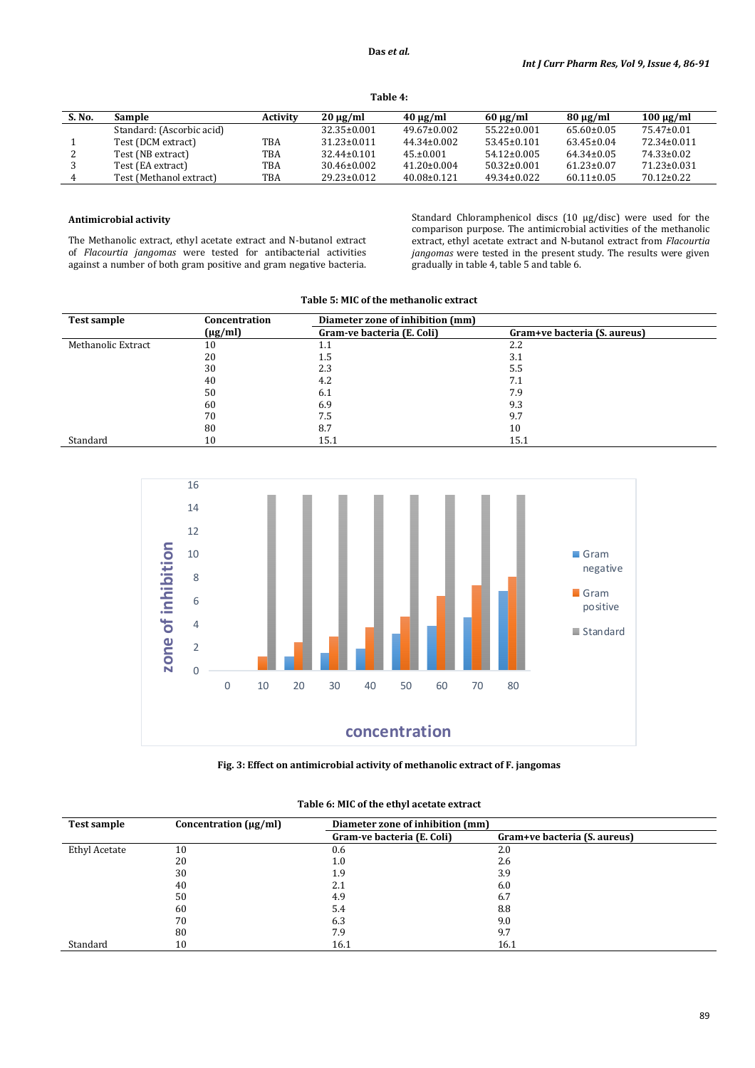**Table 4:**

| S. No. | Sample | Activity | 20 µg/ml | 40 µg/ml | 60 µg/ml | 80 µg/ml | 100 µg/ml |
|---|---|---|---|---|---|---|---|
| | Standard: (Ascorbic acid) | | 32.35±0.001 | 49.67±0.002 | 55.22±0.001 | 65.60±0.05 | 75.47±0.01 |
| 1 | Test (DCM extract) | TBA | 31.23±0.011 | 44.34±0.002 | 53.45±0.101 | 63.45±0.04 | 72.34±0.011 |
| 2 | Test (NB extract) | TBA | 32.44±0.101 | 45.±0.001 | 54.12±0.005 | 64.34±0.05 | 74.33±0.02 |
| 3 | Test (EA extract) | TBA | 30.46±0.002 | 41.20±0.004 | 50.32±0.001 | 61.23±0.07 | 71.23±0.031 |
| 4 | Test (Methanol extract) | TBA | 29.23±0.012 | 40.08±0.121 | 49.34±0.022 | 60.11±0.05 | 70.12±0.22 |

### Antimicrobial activity

The Methanolic extract, ethyl acetate extract and N-butanol extract of *Flacourtia jangomas* were tested for antibacterial activities against a number of both gram positive and gram negative bacteria. Standard Chloramphenicol discs (10 µg/disc) were used for the comparison purpose. The antimicrobial activities of the methanolic extract, ethyl acetate extract and N-butanol extract from *Flacourtia jangomas* were tested in the present study. The results were given gradually in table 4, table 5 and table 6.

**Table 5: MIC of the methanolic extract**

| Test sample | Concentration (µg/ml) | Diameter zone of inhibition (mm) | |
|---|---|---|---|
| | | Gram-ve bacteria (E. Coli) | Gram+ve bacteria (S. aureus) |
| Methanolic Extract | 10 | 1.1 | 2.2 |
| | 20 | 1.5 | 3.1 |
| | 30 | 2.3 | 5.5 |
| | 40 | 4.2 | 7.1 |
| | 50 | 6.1 | 7.9 |
| | 60 | 6.9 | 9.3 |
| | 70 | 7.5 | 9.7 |
| | 80 | 8.7 | 10 |
| Standard | 10 | 15.1 | 15.1 |

**Fig. 3: Effect on antimicrobial activity of methanolic extract of F. jangomas**

**Table 6: MIC of the ethyl acetate extract**

| Test sample | Concentration (µg/ml) | Diameter zone of inhibition (mm) | |
|---|---|---|---|
| | | Gram-ve bacteria (E. Coli) | Gram+ve bacteria (S. aureus) |
| Ethyl Acetate | 10 | 0.6 | 2.0 |
| | 20 | 1.0 | 2.6 |
| | 30 | 1.9 | 3.9 |
| | 40 | 2.1 | 6.0 |
| | 50 | 4.9 | 6.7 |
| | 60 | 5.4 | 8.8 |
| | 70 | 6.3 | 9.0 |
| | 80 | 7.9 | 9.7 |
| Standard | 10 | 16.1 | 16.1 |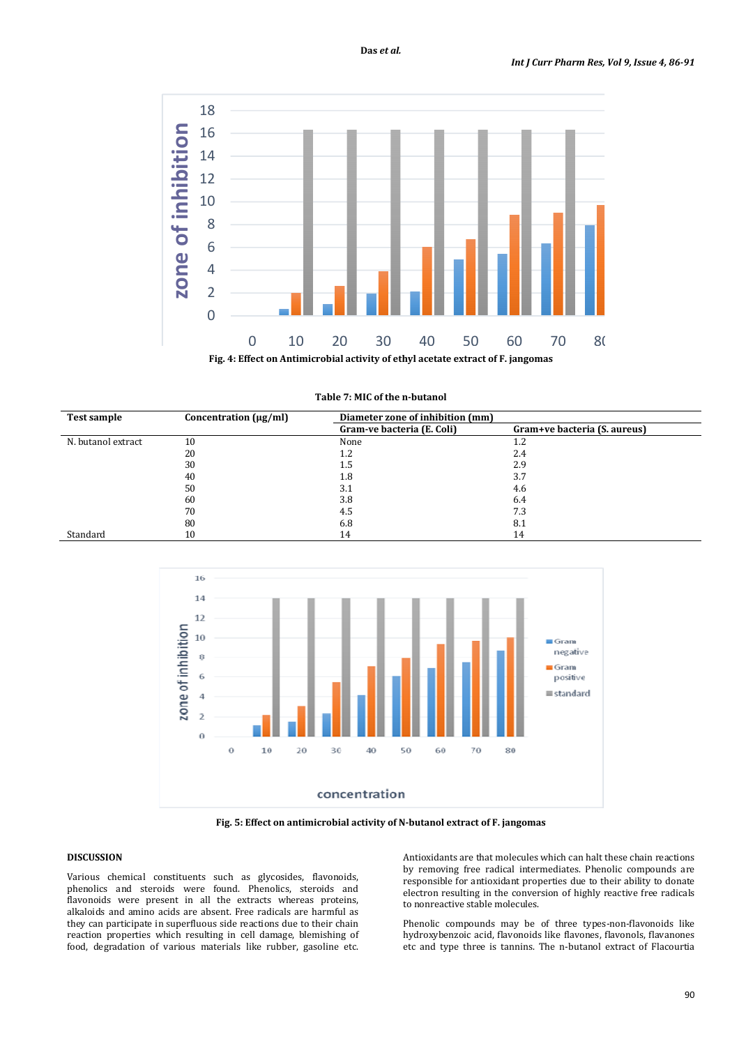Fig. 4: Effect on Antimicrobial activity of ethyl acetate extract of F. jangomas

Table 7: MIC of the n-butanol

| Test sample | Concentration (µg/ml) | Diameter zone of inhibition (mm) | |
|---|---|---|---|
| | | Gram-ve bacteria (E. Coli) | Gram+ve bacteria (S. aureus) |
| N. butanol extract | 10 | None | 1.2 |
| | 20 | 1.2 | 2.4 |
| | 30 | 1.5 | 2.9 |
| | 40 | 1.8 | 3.7 |
| | 50 | 3.1 | 4.6 |
| | 60 | 3.8 | 6.4 |
| | 70 | 4.5 | 7.3 |
| | 80 | 6.8 | 8.1 |
| Standard | 10 | 14 | 14 |

Fig. 5: Effect on antimicrobial activity of N-butanol extract of F. jangomas

## DISCUSSION

Various chemical constituents such as glycosides, flavonoids, phenolics and steroids were found. Phenolics, steroids and flavonoids were present in all the extracts whereas proteins, alkaloids and amino acids are absent. Free radicals are harmful as they can participate in superfluous side reactions due to their chain reaction properties which resulting in cell damage, blemishing of food, degradation of various materials like rubber, gasoline etc. Antioxidants are that molecules which can halt these chain reactions by removing free radical intermediates. Phenolic compounds are responsible for antioxidant properties due to their ability to donate electron resulting in the conversion of highly reactive free radicals to nonreactive stable molecules.

Phenolic compounds may be of three types-non-flavonoids like hydroxybenzoic acid, flavonoids like flavones, flavonols, flavanones etc and type three is tannins. The n-butanol extract of Flacourtia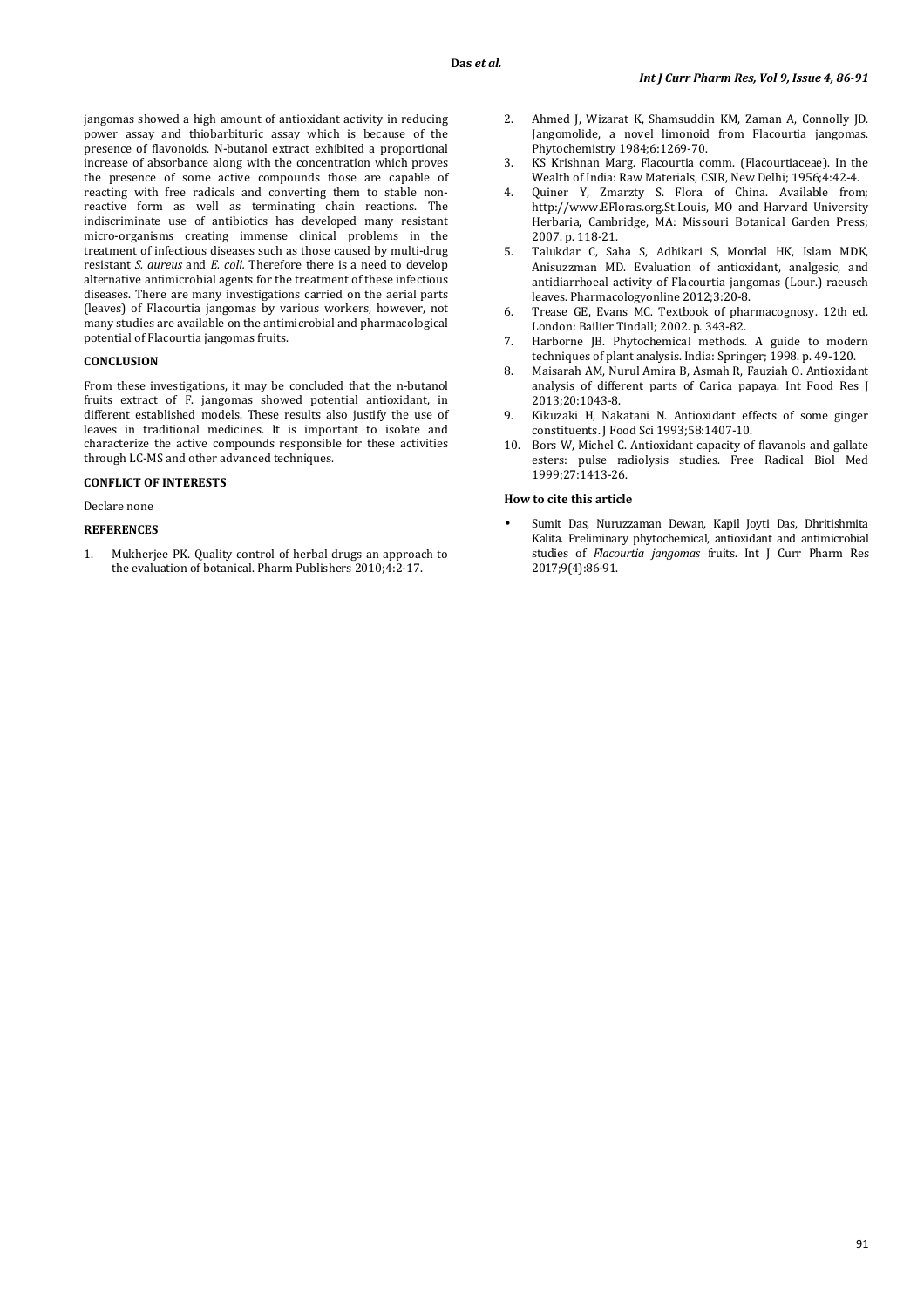jangomas showed a high amount of antioxidant activity in reducing power assay and thiobarbituric assay which is because of the presence of flavonoids. N-butanol extract exhibited a proportional increase of absorbance along with the concentration which proves the presence of some active compounds those are capable of reacting with free radicals and converting them to stable non-reactive form as well as terminating chain reactions. The indiscriminate use of antibiotics has developed many resistant micro-organisms creating immense clinical problems in the treatment of infectious diseases such as those caused by multi-drug resistant *S. aureus* and *E. coli*. Therefore there is a need to develop alternative antimicrobial agents for the treatment of these infectious diseases. There are many investigations carried on the aerial parts (leaves) of Flacourtia jangomas by various workers, however, not many studies are available on the antimicrobial and pharmacological potential of Flacourtia jangomas fruits.

## CONCLUSION

From these investigations, it may be concluded that the n-butanol fruits extract of F. jangomas showed potential antioxidant, in different established models. These results also justify the use of leaves in traditional medicines. It is important to isolate and characterize the active compounds responsible for these activities through LC-MS and other advanced techniques.

## CONFLICT OF INTERESTS

Declare none

## REFERENCES

1. Mukherjee PK. Quality control of herbal drugs an approach to the evaluation of botanical. Pharm Publishers 2010;4:2-17.
2. Ahmed J, Wizarat K, Shamsuddin KM, Zaman A, Connolly JD. Jangomolide, a novel limonoid from Flacourtia jangomas. Phytochemistry 1984;6:1269-70.
3. KS Krishnan Marg. Flacourtia comm. (Flacourtiaceae). In the Wealth of India: Raw Materials, CSIR, New Delhi; 1956;4:42-4.
4. Quiner Y, Zmarzty S. Flora of China. Available from; http://www.EFloras.org.St.Louis, MO and Harvard University Herbaria, Cambridge, MA: Missouri Botanical Garden Press; 2007. p. 118-21.
5. Talukdar C, Saha S, Adhikari S, Mondal HK, Islam MDK, Anisuzzman MD. Evaluation of antioxidant, analgesic, and antidiarrhoeal activity of Flacourtia jangomas (Lour.) raeusch leaves. Pharmacologyonline 2012;3:20-8.
6. Trease GE, Evans MC. Textbook of pharmacognosy. 12th ed. London: Bailier Tindall; 2002. p. 343-82.
7. Harborne JB. Phytochemical methods. A guide to modern techniques of plant analysis. India: Springer; 1998. p. 49-120.
8. Maisarah AM, Nurul Amira B, Asmah R, Fauziah O. Antioxidant analysis of different parts of Carica papaya. Int Food Res J 2013;20:1043-8.
9. Kikuzaki H, Nakatani N. Antioxidant effects of some ginger constituents. J Food Sci 1993;58:1407-10.
10. Bors W, Michel C. Antioxidant capacity of flavanols and gallate esters: pulse radiolysis studies. Free Radical Biol Med 1999;27:1413-26.

### How to cite this article

- Sumit Das, Nuruzzaman Dewan, Kapil Joyti Das, Dhritishmita Kalita. Preliminary phytochemical, antioxidant and antimicrobial studies of *Flacourtia jangomas* fruits. Int J Curr Pharm Res 2017;9(4):86-91.